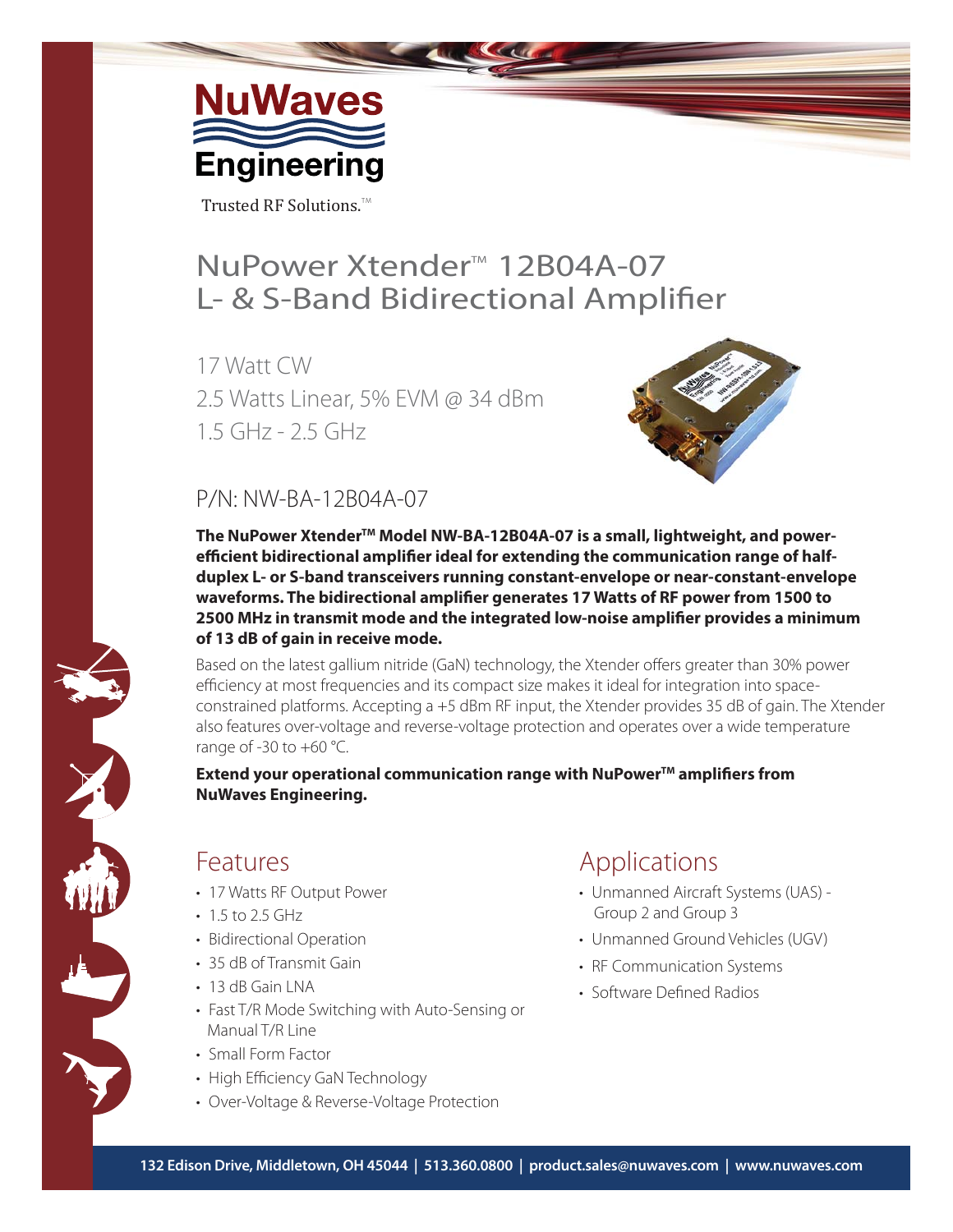NuWaves Engineering

Trusted RF Solutions.™

# NuPower Xtender™ 12B04A-07
# L- & S-Band Bidirectional Amplifier

17 Watt CW

2.5 Watts Linear, 5% EVM @ 34 dBm

1.5 GHz - 2.5 GHz

P/N: NW-BA-12B04A-07

**The NuPower Xtender™ Model NW-BA-12B04A-07 is a small, lightweight, and power-efficient bidirectional amplifier ideal for extending the communication range of half-duplex L- or S-band transceivers running constant-envelope or near-constant-envelope waveforms. The bidirectional amplifier generates 17 Watts of RF power from 1500 to 2500 MHz in transmit mode and the integrated low-noise amplifier provides a minimum of 13 dB of gain in receive mode.**

Based on the latest gallium nitride (GaN) technology, the Xtender offers greater than 30% power efficiency at most frequencies and its compact size makes it ideal for integration into space-constrained platforms. Accepting a +5 dBm RF input, the Xtender provides 35 dB of gain. The Xtender also features over-voltage and reverse-voltage protection and operates over a wide temperature range of -30 to +60 °C.

**Extend your operational communication range with NuPower™ amplifiers from NuWaves Engineering.**

## Features

- 17 Watts RF Output Power
- 1.5 to 2.5 GHz
- Bidirectional Operation
- 35 dB of Transmit Gain
- 13 dB Gain LNA
- Fast T/R Mode Switching with Auto-Sensing or Manual T/R Line
- Small Form Factor
- High Efficiency GaN Technology
- Over-Voltage & Reverse-Voltage Protection

## Applications

- Unmanned Aircraft Systems (UAS) - Group 2 and Group 3
- Unmanned Ground Vehicles (UGV)
- RF Communication Systems
- Software Defined Radios

132 Edison Drive, Middletown, OH 45044 | 513.360.0800 | product.sales@nuwaves.com | www.nuwaves.com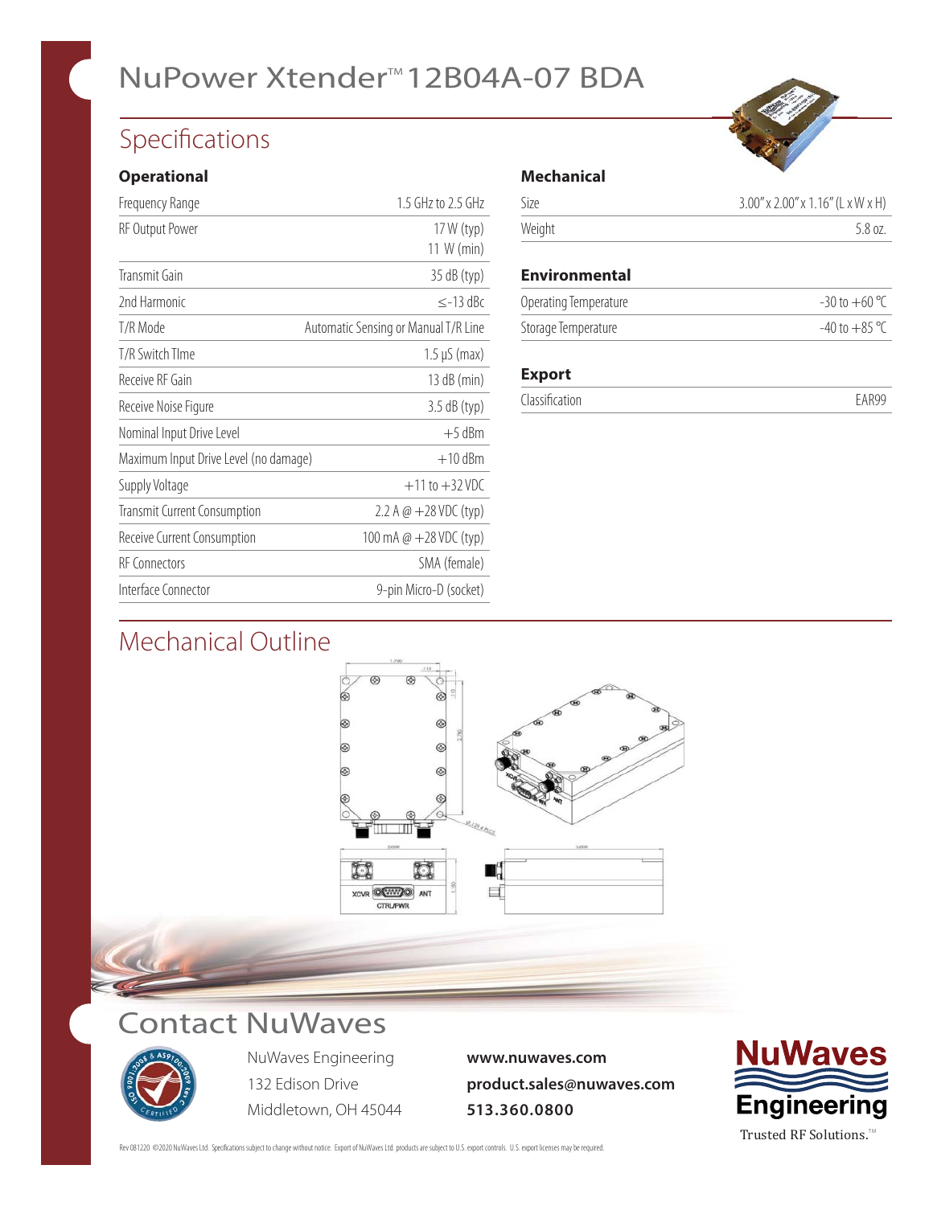# NuPower Xtender™ 12B04A-07 BDA

## Specifications

### Operational

| | |
|---|---|
| Frequency Range | 1.5 GHz to 2.5 GHz |
| RF Output Power | 17 W (typ) 11 W (min) |
| Transmit Gain | 35 dB (typ) |
| 2nd Harmonic | ≤-13 dBc |
| T/R Mode | Automatic Sensing or Manual T/R Line |
| T/R Switch TIme | 1.5 µS (max) |
| Receive RF Gain | 13 dB (min) |
| Receive Noise Figure | 3.5 dB (typ) |
| Nominal Input Drive Level | +5 dBm |
| Maximum Input Drive Level (no damage) | +10 dBm |
| Supply Voltage | +11 to +32 VDC |
| Transmit Current Consumption | 2.2 A @ +28 VDC (typ) |
| Receive Current Consumption | 100 mA @ +28 VDC (typ) |
| RF Connectors | SMA (female) |
| Interface Connector | 9-pin Micro-D (socket) |

### Mechanical

| | |
|---|---|
| Size | 3.00" x 2.00" x 1.16" (L x W x H) |
| Weight | 5.8 oz. |

### Environmental

| | |
|---|---|
| Operating Temperature | -30 to +60 ℃ |
| Storage Temperature | -40 to +85 ℃ |

### Export

| | |
|---|---|
| Classification | EAR99 |

## Mechanical Outline

1.750
.110
.110
2.780
Ø.129 4 PLCS
2.000
3.000
1.30
XCVR
ANT
CTRL/PWR

## Contact NuWaves

NuWaves Engineering
132 Edison Drive
Middletown, OH 45044

**www.nuwaves.com**
**product.sales@nuwaves.com**
**513.360.0800**

NuWaves Engineering
Trusted RF Solutions.™

Rev 081220 ©2020 NuWaves Ltd. Specifications subject to change without notice. Export of NuWaves Ltd. products are subject to U.S. export controls. U.S. export licenses may be required.